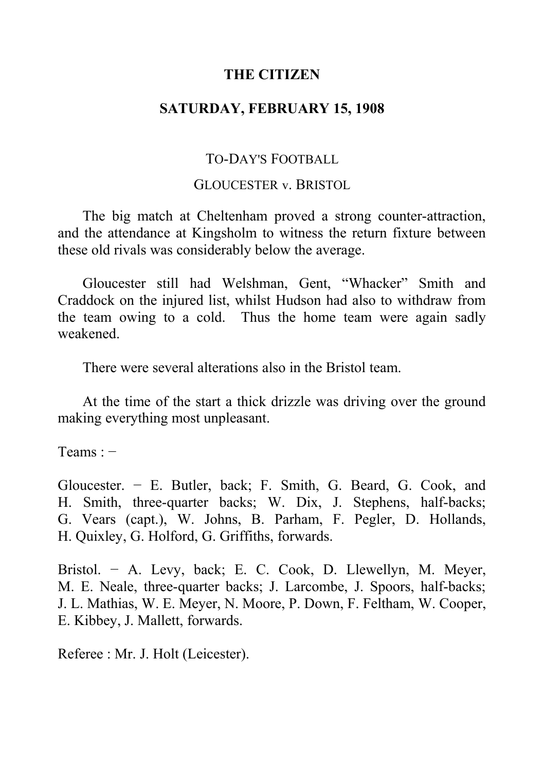# THE CITIZEN

## SATURDAY, FEBRUARY 15, 1908

### TO-DAY'S FOOTBALL

### GLOUCESTER v. BRISTOL

The big match at Cheltenham proved a strong counter-attraction, and the attendance at Kingsholm to witness the return fixture between these old rivals was considerably below the average.

Gloucester still had Welshman, Gent, "Whacker" Smith and Craddock on the injured list, whilst Hudson had also to withdraw from the team owing to a cold. Thus the home team were again sadly weakened.

There were several alterations also in the Bristol team.

At the time of the start a thick drizzle was driving over the ground making everything most unpleasant.

Teams : −

Gloucester. − E. Butler, back; F. Smith, G. Beard, G. Cook, and H. Smith, three-quarter backs; W. Dix, J. Stephens, half-backs; G. Vears (capt.), W. Johns, B. Parham, F. Pegler, D. Hollands, H. Quixley, G. Holford, G. Griffiths, forwards.

Bristol. − A. Levy, back; E. C. Cook, D. Llewellyn, M. Meyer, M. E. Neale, three-quarter backs; J. Larcombe, J. Spoors, half-backs; J. L. Mathias, W. E. Meyer, N. Moore, P. Down, F. Feltham, W. Cooper, E. Kibbey, J. Mallett, forwards.

Referee : Mr. J. Holt (Leicester).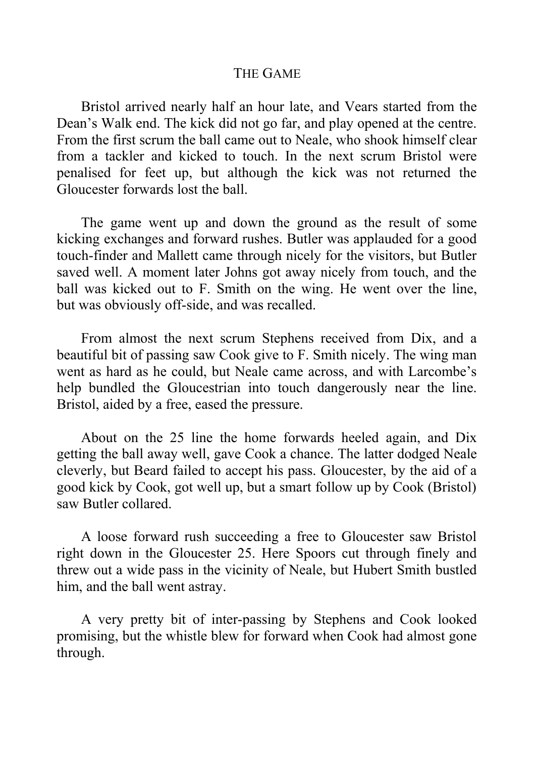## The Game

Bristol arrived nearly half an hour late, and Vears started from the Dean's Walk end. The kick did not go far, and play opened at the centre. From the first scrum the ball came out to Neale, who shook himself clear from a tackler and kicked to touch. In the next scrum Bristol were penalised for feet up, but although the kick was not returned the Gloucester forwards lost the ball.

The game went up and down the ground as the result of some kicking exchanges and forward rushes. Butler was applauded for a good touch-finder and Mallett came through nicely for the visitors, but Butler saved well. A moment later Johns got away nicely from touch, and the ball was kicked out to F. Smith on the wing. He went over the line, but was obviously off-side, and was recalled.

From almost the next scrum Stephens received from Dix, and a beautiful bit of passing saw Cook give to F. Smith nicely. The wing man went as hard as he could, but Neale came across, and with Larcombe's help bundled the Gloucestrian into touch dangerously near the line. Bristol, aided by a free, eased the pressure.

About on the 25 line the home forwards heeled again, and Dix getting the ball away well, gave Cook a chance. The latter dodged Neale cleverly, but Beard failed to accept his pass. Gloucester, by the aid of a good kick by Cook, got well up, but a smart follow up by Cook (Bristol) saw Butler collared.

A loose forward rush succeeding a free to Gloucester saw Bristol right down in the Gloucester 25. Here Spoors cut through finely and threw out a wide pass in the vicinity of Neale, but Hubert Smith bustled him, and the ball went astray.

A very pretty bit of inter-passing by Stephens and Cook looked promising, but the whistle blew for forward when Cook had almost gone through.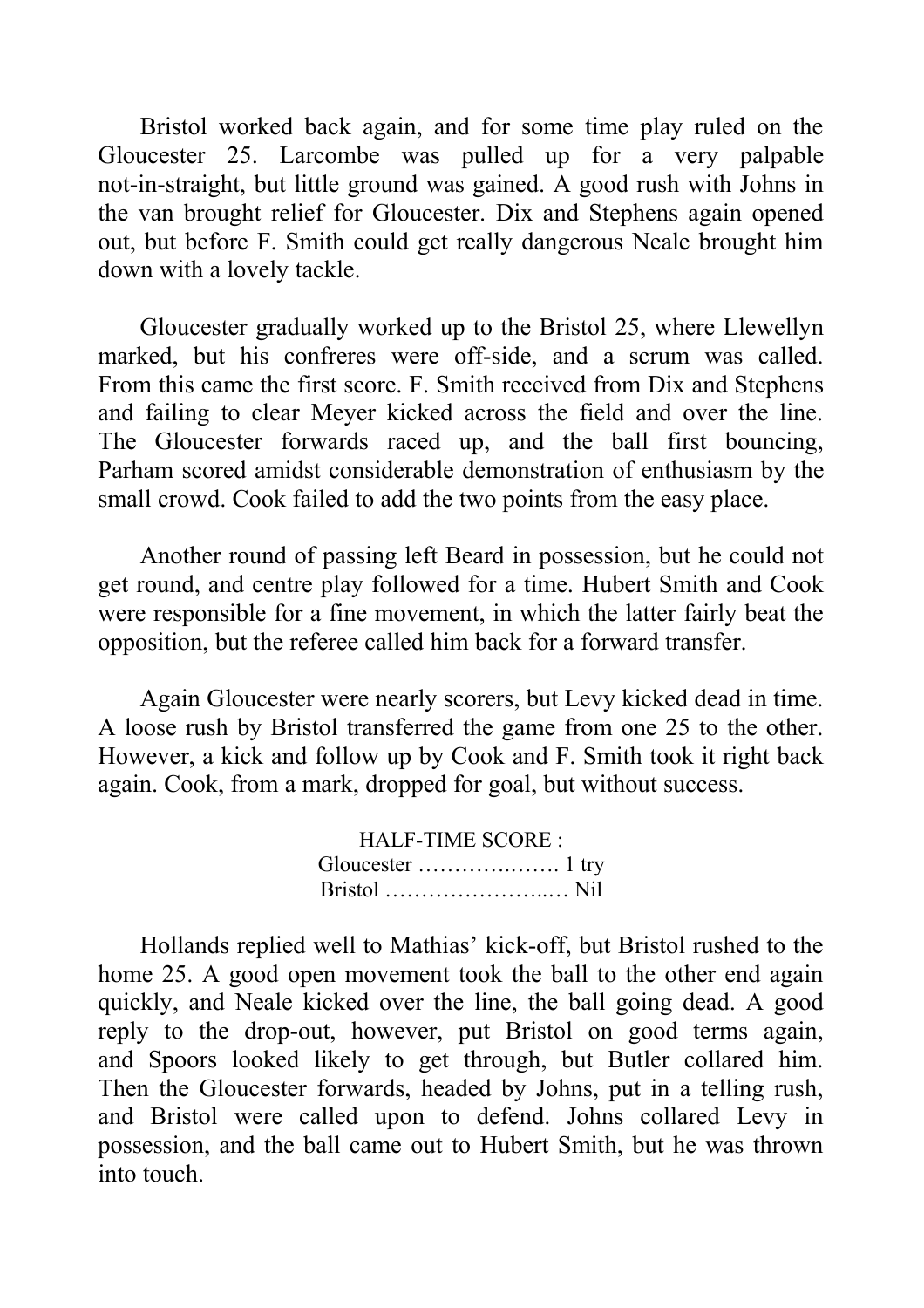Bristol worked back again, and for some time play ruled on the Gloucester 25. Larcombe was pulled up for a very palpable not-in-straight, but little ground was gained. A good rush with Johns in the van brought relief for Gloucester. Dix and Stephens again opened out, but before F. Smith could get really dangerous Neale brought him down with a lovely tackle.

Gloucester gradually worked up to the Bristol 25, where Llewellyn marked, but his confreres were off-side, and a scrum was called. From this came the first score. F. Smith received from Dix and Stephens and failing to clear Meyer kicked across the field and over the line. The Gloucester forwards raced up, and the ball first bouncing, Parham scored amidst considerable demonstration of enthusiasm by the small crowd. Cook failed to add the two points from the easy place.

Another round of passing left Beard in possession, but he could not get round, and centre play followed for a time. Hubert Smith and Cook were responsible for a fine movement, in which the latter fairly beat the opposition, but the referee called him back for a forward transfer.

Again Gloucester were nearly scorers, but Levy kicked dead in time. A loose rush by Bristol transferred the game from one 25 to the other. However, a kick and follow up by Cook and F. Smith took it right back again. Cook, from a mark, dropped for goal, but without success.

HALF-TIME SCORE :
Gloucester ……………..…. 1 try
Bristol …………………..… Nil

Hollands replied well to Mathias' kick-off, but Bristol rushed to the home 25. A good open movement took the ball to the other end again quickly, and Neale kicked over the line, the ball going dead. A good reply to the drop-out, however, put Bristol on good terms again, and Spoors looked likely to get through, but Butler collared him. Then the Gloucester forwards, headed by Johns, put in a telling rush, and Bristol were called upon to defend. Johns collared Levy in possession, and the ball came out to Hubert Smith, but he was thrown into touch.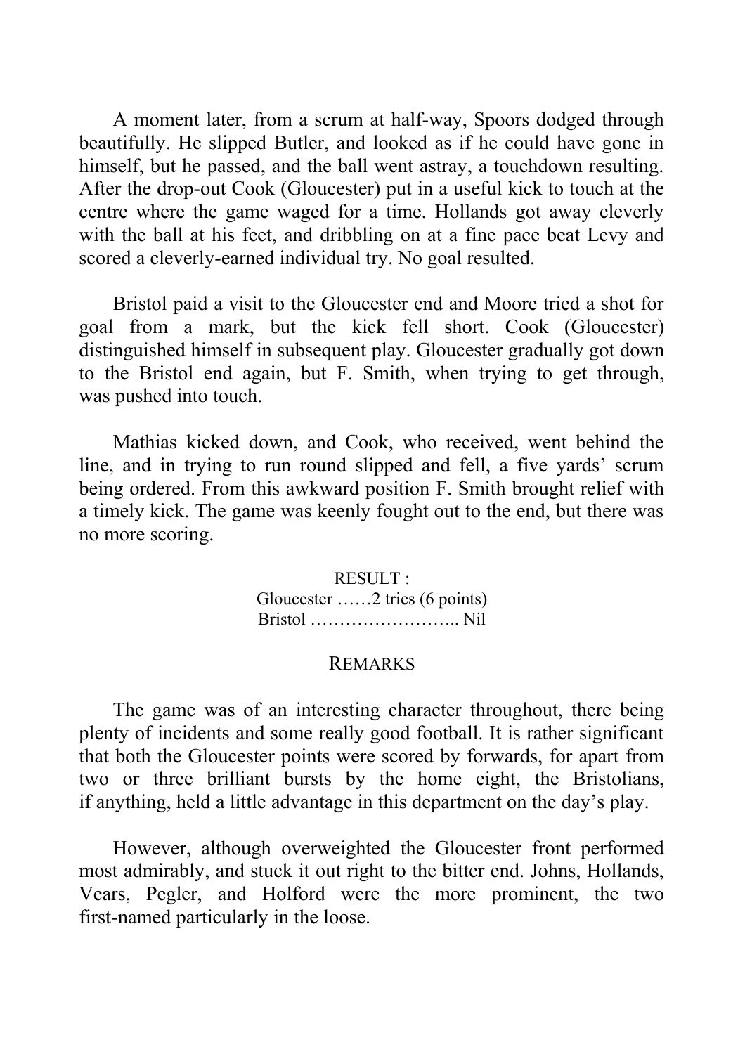A moment later, from a scrum at half-way, Spoors dodged through beautifully. He slipped Butler, and looked as if he could have gone in himself, but he passed, and the ball went astray, a touchdown resulting. After the drop-out Cook (Gloucester) put in a useful kick to touch at the centre where the game waged for a time. Hollands got away cleverly with the ball at his feet, and dribbling on at a fine pace beat Levy and scored a cleverly-earned individual try. No goal resulted.

Bristol paid a visit to the Gloucester end and Moore tried a shot for goal from a mark, but the kick fell short. Cook (Gloucester) distinguished himself in subsequent play. Gloucester gradually got down to the Bristol end again, but F. Smith, when trying to get through, was pushed into touch.

Mathias kicked down, and Cook, who received, went behind the line, and in trying to run round slipped and fell, a five yards' scrum being ordered. From this awkward position F. Smith brought relief with a timely kick. The game was keenly fought out to the end, but there was no more scoring.

RESULT :
Gloucester ……2 tries (6 points)
Bristol …………………….. Nil

REMARKS

The game was of an interesting character throughout, there being plenty of incidents and some really good football. It is rather significant that both the Gloucester points were scored by forwards, for apart from two or three brilliant bursts by the home eight, the Bristolians, if anything, held a little advantage in this department on the day's play.

However, although overweighted the Gloucester front performed most admirably, and stuck it out right to the bitter end. Johns, Hollands, Vears, Pegler, and Holford were the more prominent, the two first-named particularly in the loose.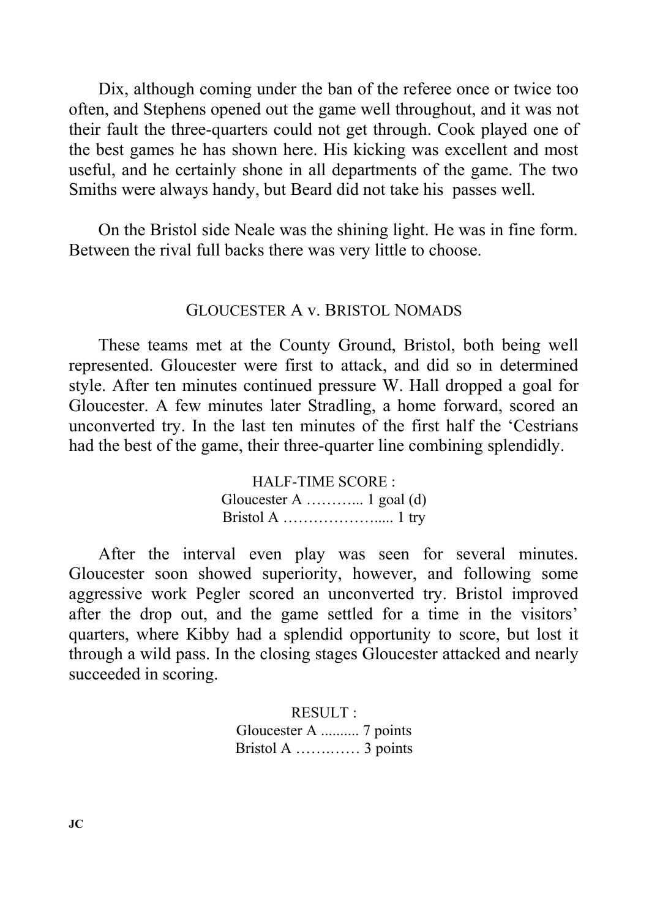Dix, although coming under the ban of the referee once or twice too often, and Stephens opened out the game well throughout, and it was not their fault the three-quarters could not get through. Cook played one of the best games he has shown here. His kicking was excellent and most useful, and he certainly shone in all departments of the game. The two Smiths were always handy, but Beard did not take his passes well.

On the Bristol side Neale was the shining light. He was in fine form. Between the rival full backs there was very little to choose.

## GLOUCESTER A v. BRISTOL NOMADS

These teams met at the County Ground, Bristol, both being well represented. Gloucester were first to attack, and did so in determined style. After ten minutes continued pressure W. Hall dropped a goal for Gloucester. A few minutes later Stradling, a home forward, scored an unconverted try. In the last ten minutes of the first half the 'Cestrians had the best of the game, their three-quarter line combining splendidly.

HALF-TIME SCORE :
Gloucester A ……….. 1 goal (d)
Bristol A ……………….... 1 try

After the interval even play was seen for several minutes. Gloucester soon showed superiority, however, and following some aggressive work Pegler scored an unconverted try. Bristol improved after the drop out, and the game settled for a time in the visitors' quarters, where Kibby had a splendid opportunity to score, but lost it through a wild pass. In the closing stages Gloucester attacked and nearly succeeded in scoring.

RESULT :
Gloucester A .......... 7 points
Bristol A ……….…… 3 points

**JC**